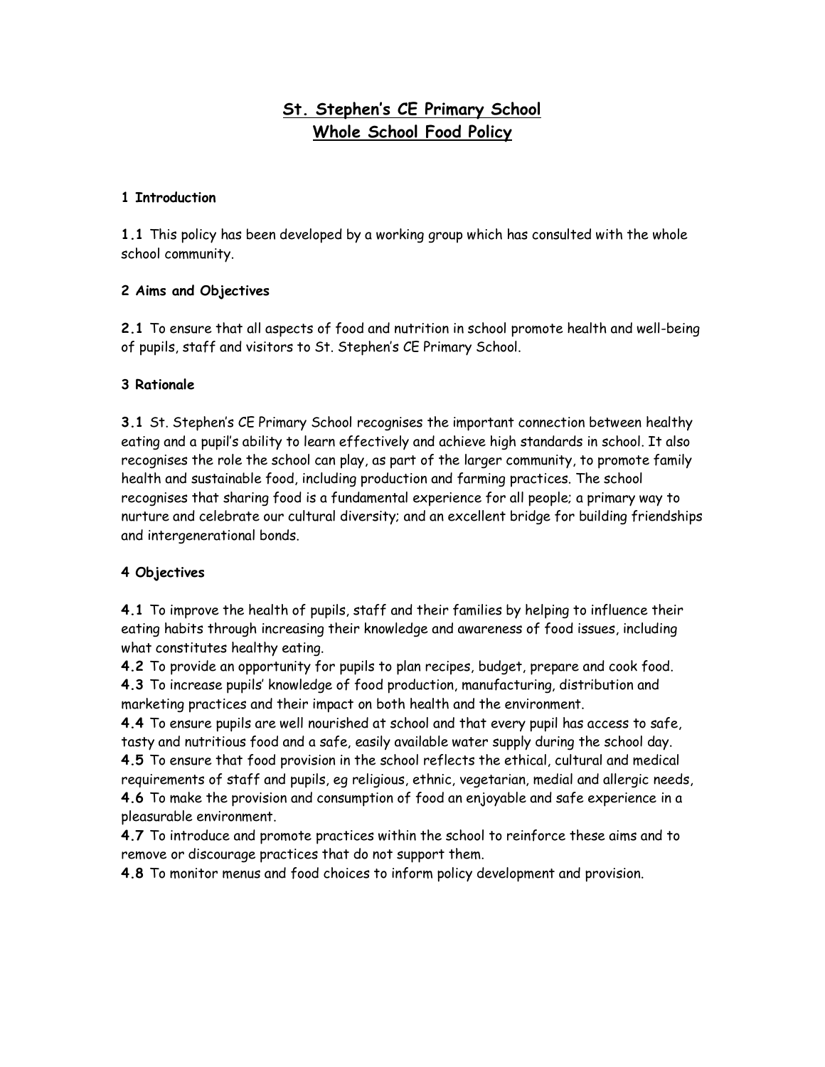# St. Stephen's CE Primary School
# Whole School Food Policy

**1 Introduction**

**1.1** This policy has been developed by a working group which has consulted with the whole school community.

**2 Aims and Objectives**

**2.1** To ensure that all aspects of food and nutrition in school promote health and well-being of pupils, staff and visitors to St. Stephen's CE Primary School.

**3 Rationale**

**3.1** St. Stephen's CE Primary School recognises the important connection between healthy eating and a pupil's ability to learn effectively and achieve high standards in school. It also recognises the role the school can play, as part of the larger community, to promote family health and sustainable food, including production and farming practices. The school recognises that sharing food is a fundamental experience for all people; a primary way to nurture and celebrate our cultural diversity; and an excellent bridge for building friendships and intergenerational bonds.

**4 Objectives**

**4.1** To improve the health of pupils, staff and their families by helping to influence their eating habits through increasing their knowledge and awareness of food issues, including what constitutes healthy eating.
**4.2** To provide an opportunity for pupils to plan recipes, budget, prepare and cook food.
**4.3** To increase pupils' knowledge of food production, manufacturing, distribution and marketing practices and their impact on both health and the environment.
**4.4** To ensure pupils are well nourished at school and that every pupil has access to safe, tasty and nutritious food and a safe, easily available water supply during the school day.
**4.5** To ensure that food provision in the school reflects the ethical, cultural and medical requirements of staff and pupils, eg religious, ethnic, vegetarian, medial and allergic needs,
**4.6** To make the provision and consumption of food an enjoyable and safe experience in a pleasurable environment.
**4.7** To introduce and promote practices within the school to reinforce these aims and to remove or discourage practices that do not support them.
**4.8** To monitor menus and food choices to inform policy development and provision.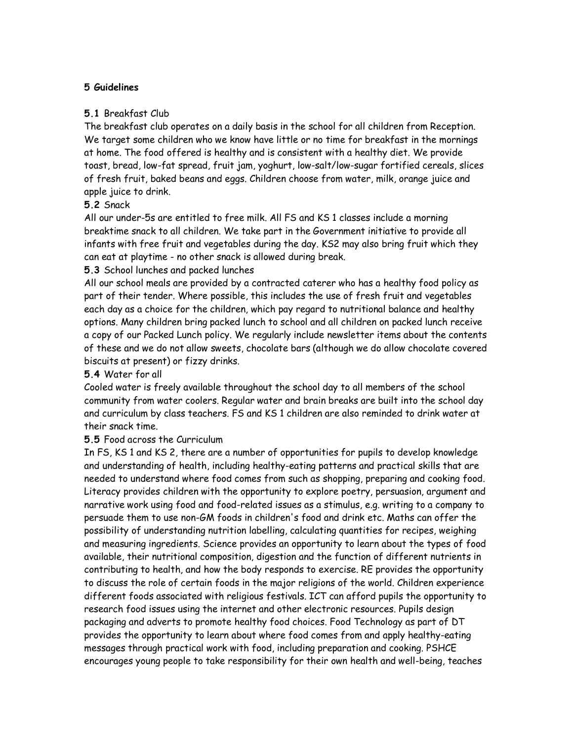**5 Guidelines**

**5.1** Breakfast Club

The breakfast club operates on a daily basis in the school for all children from Reception. We target some children who we know have little or no time for breakfast in the mornings at home. The food offered is healthy and is consistent with a healthy diet. We provide toast, bread, low-fat spread, fruit jam, yoghurt, low-salt/low-sugar fortified cereals, slices of fresh fruit, baked beans and eggs. Children choose from water, milk, orange juice and apple juice to drink.

**5.2** Snack

All our under-5s are entitled to free milk. All FS and KS 1 classes include a morning breaktime snack to all children. We take part in the Government initiative to provide all infants with free fruit and vegetables during the day. KS2 may also bring fruit which they can eat at playtime - no other snack is allowed during break.

**5.3** School lunches and packed lunches

All our school meals are provided by a contracted caterer who has a healthy food policy as part of their tender. Where possible, this includes the use of fresh fruit and vegetables each day as a choice for the children, which pay regard to nutritional balance and healthy options. Many children bring packed lunch to school and all children on packed lunch receive a copy of our Packed Lunch policy. We regularly include newsletter items about the contents of these and we do not allow sweets, chocolate bars (although we do allow chocolate covered biscuits at present) or fizzy drinks.

**5.4** Water for all

Cooled water is freely available throughout the school day to all members of the school community from water coolers. Regular water and brain breaks are built into the school day and curriculum by class teachers. FS and KS 1 children are also reminded to drink water at their snack time.

**5.5** Food across the Curriculum

In FS, KS 1 and KS 2, there are a number of opportunities for pupils to develop knowledge and understanding of health, including healthy-eating patterns and practical skills that are needed to understand where food comes from such as shopping, preparing and cooking food. Literacy provides children with the opportunity to explore poetry, persuasion, argument and narrative work using food and food-related issues as a stimulus, e.g. writing to a company to persuade them to use non-GM foods in children's food and drink etc. Maths can offer the possibility of understanding nutrition labelling, calculating quantities for recipes, weighing and measuring ingredients. Science provides an opportunity to learn about the types of food available, their nutritional composition, digestion and the function of different nutrients in contributing to health, and how the body responds to exercise. RE provides the opportunity to discuss the role of certain foods in the major religions of the world. Children experience different foods associated with religious festivals. ICT can afford pupils the opportunity to research food issues using the internet and other electronic resources. Pupils design packaging and adverts to promote healthy food choices. Food Technology as part of DT provides the opportunity to learn about where food comes from and apply healthy-eating messages through practical work with food, including preparation and cooking. PSHCE encourages young people to take responsibility for their own health and well-being, teaches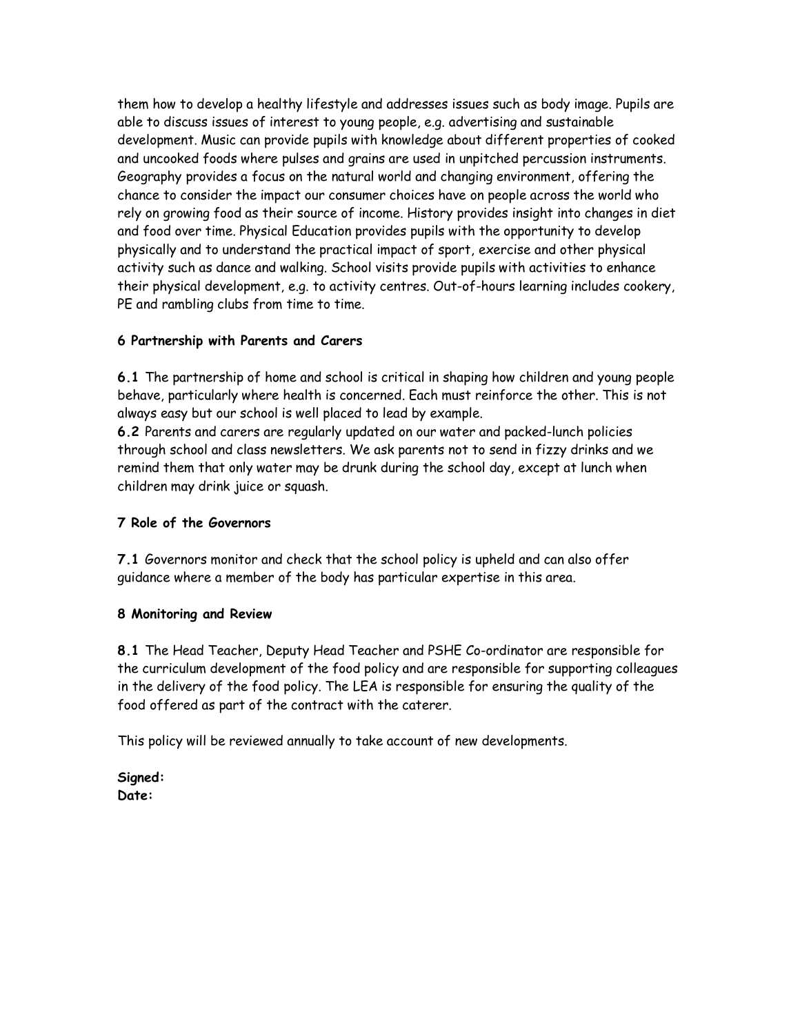them how to develop a healthy lifestyle and addresses issues such as body image. Pupils are able to discuss issues of interest to young people, e.g. advertising and sustainable development. Music can provide pupils with knowledge about different properties of cooked and uncooked foods where pulses and grains are used in unpitched percussion instruments. Geography provides a focus on the natural world and changing environment, offering the chance to consider the impact our consumer choices have on people across the world who rely on growing food as their source of income. History provides insight into changes in diet and food over time. Physical Education provides pupils with the opportunity to develop physically and to understand the practical impact of sport, exercise and other physical activity such as dance and walking. School visits provide pupils with activities to enhance their physical development, e.g. to activity centres. Out-of-hours learning includes cookery, PE and rambling clubs from time to time.

**6 Partnership with Parents and Carers**

**6.1** The partnership of home and school is critical in shaping how children and young people behave, particularly where health is concerned. Each must reinforce the other. This is not always easy but our school is well placed to lead by example.

**6.2** Parents and carers are regularly updated on our water and packed-lunch policies through school and class newsletters. We ask parents not to send in fizzy drinks and we remind them that only water may be drunk during the school day, except at lunch when children may drink juice or squash.

**7 Role of the Governors**

**7.1** Governors monitor and check that the school policy is upheld and can also offer guidance where a member of the body has particular expertise in this area.

**8 Monitoring and Review**

**8.1** The Head Teacher, Deputy Head Teacher and PSHE Co-ordinator are responsible for the curriculum development of the food policy and are responsible for supporting colleagues in the delivery of the food policy. The LEA is responsible for ensuring the quality of the food offered as part of the contract with the caterer.

This policy will be reviewed annually to take account of new developments.

**Signed:**
**Date:**